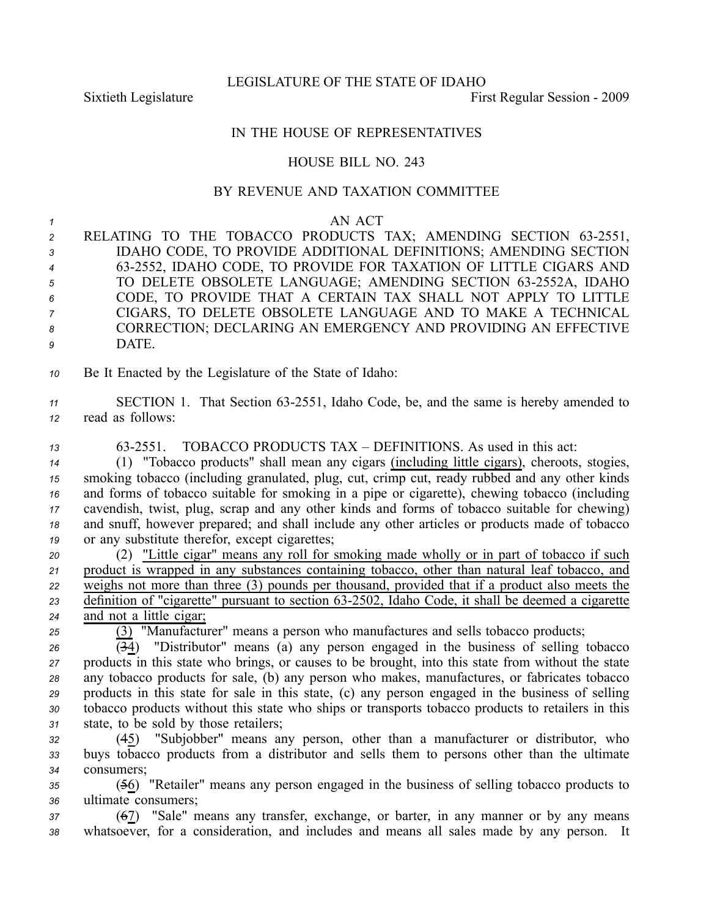LEGISLATURE OF THE STATE OF IDAHO

Sixtieth Legislature First Regular Session - 2009

IN THE HOUSE OF REPRESENTATIVES

HOUSE BILL NO. 243

BY REVENUE AND TAXATION COMMITTEE

AN ACT

RELATING TO THE TOBACCO PRODUCTS TAX; AMENDING SECTION 63-2551, IDAHO CODE, TO PROVIDE ADDITIONAL DEFINITIONS; AMENDING SECTION 63-2552, IDAHO CODE, TO PROVIDE FOR TAXATION OF LITTLE CIGARS AND TO DELETE OBSOLETE LANGUAGE; AMENDING SECTION 63-2552A, IDAHO CODE, TO PROVIDE THAT A CERTAIN TAX SHALL NOT APPLY TO LITTLE CIGARS, TO DELETE OBSOLETE LANGUAGE AND TO MAKE A TECHNICAL CORRECTION; DECLARING AN EMERGENCY AND PROVIDING AN EFFECTIVE DATE.

Be It Enacted by the Legislature of the State of Idaho:

SECTION 1. That Section 63-2551, Idaho Code, be, and the same is hereby amended to read as follows:

63-2551. TOBACCO PRODUCTS TAX – DEFINITIONS. As used in this act:

(1) "Tobacco products" shall mean any cigars (including little cigars), cheroots, stogies, smoking tobacco (including granulated, plug, cut, crimp cut, ready rubbed and any other kinds and forms of tobacco suitable for smoking in a pipe or cigarette), chewing tobacco (including cavendish, twist, plug, scrap and any other kinds and forms of tobacco suitable for chewing) and snuff, however prepared; and shall include any other articles or products made of tobacco or any substitute therefor, except cigarettes;

(2) "Little cigar" means any roll for smoking made wholly or in part of tobacco if such product is wrapped in any substances containing tobacco, other than natural leaf tobacco, and weighs not more than three (3) pounds per thousand, provided that if a product also meets the definition of "cigarette" pursuant to section 63-2502, Idaho Code, it shall be deemed a cigarette and not a little cigar;

(3) "Manufacturer" means a person who manufactures and sells tobacco products;

(~~3~~4) "Distributor" means (a) any person engaged in the business of selling tobacco products in this state who brings, or causes to be brought, into this state from without the state any tobacco products for sale, (b) any person who makes, manufactures, or fabricates tobacco products in this state for sale in this state, (c) any person engaged in the business of selling tobacco products without this state who ships or transports tobacco products to retailers in this state, to be sold by those retailers;

(~~4~~5) "Subjobber" means any person, other than a manufacturer or distributor, who buys tobacco products from a distributor and sells them to persons other than the ultimate consumers;

(~~5~~6) "Retailer" means any person engaged in the business of selling tobacco products to ultimate consumers;

(~~6~~7) "Sale" means any transfer, exchange, or barter, in any manner or by any means whatsoever, for a consideration, and includes and means all sales made by any person. It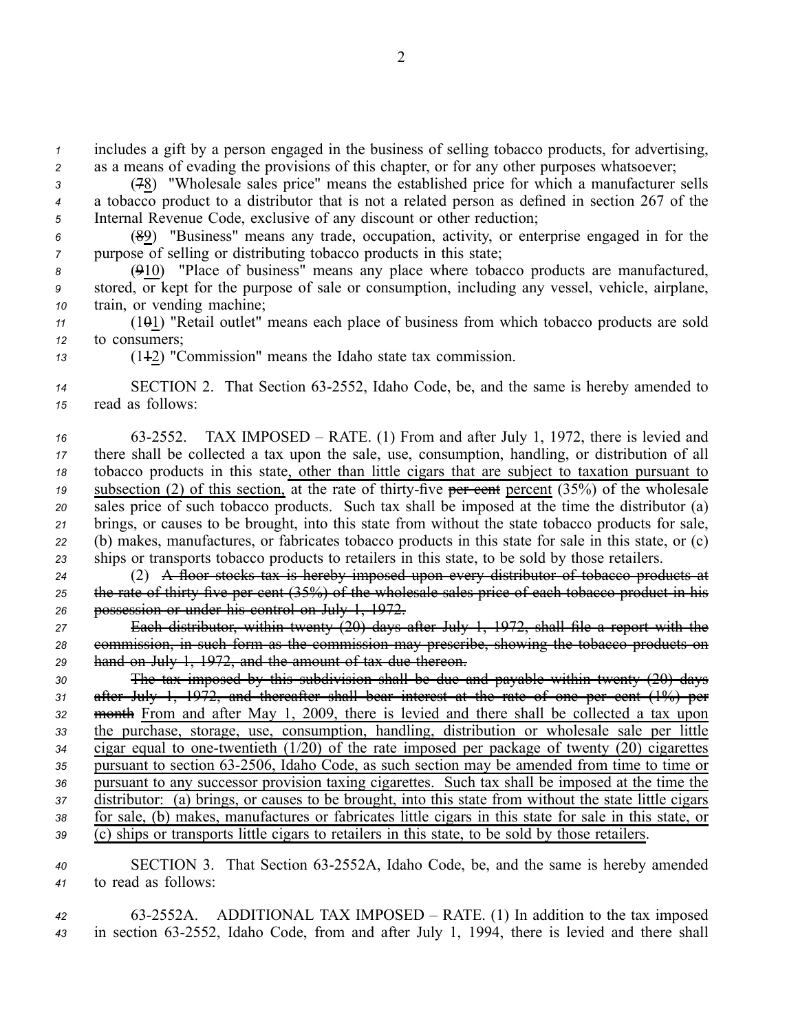includes a gift by a person engaged in the business of selling tobacco products, for advertising, as a means of evading the provisions of this chapter, or for any other purposes whatsoever;

(~~7~~8) "Wholesale sales price" means the established price for which a manufacturer sells a tobacco product to a distributor that is not a related person as defined in section 267 of the Internal Revenue Code, exclusive of any discount or other reduction;

(~~8~~9) "Business" means any trade, occupation, activity, or enterprise engaged in for the purpose of selling or distributing tobacco products in this state;

(~~9~~10) "Place of business" means any place where tobacco products are manufactured, stored, or kept for the purpose of sale or consumption, including any vessel, vehicle, airplane, train, or vending machine;

(1~~0~~1) "Retail outlet" means each place of business from which tobacco products are sold to consumers;

(1~~1~~2) "Commission" means the Idaho state tax commission.

SECTION 2. That Section 63-2552, Idaho Code, be, and the same is hereby amended to read as follows:

63-2552. TAX IMPOSED – RATE. (1) From and after July 1, 1972, there is levied and there shall be collected a tax upon the sale, use, consumption, handling, or distribution of all tobacco products in this state, other than little cigars that are subject to taxation pursuant to subsection (2) of this section, at the rate of thirty-five ~~per cent~~ percent (35%) of the wholesale sales price of such tobacco products. Such tax shall be imposed at the time the distributor (a) brings, or causes to be brought, into this state from without the state tobacco products for sale, (b) makes, manufactures, or fabricates tobacco products in this state for sale in this state, or (c) ships or transports tobacco products to retailers in this state, to be sold by those retailers.

(2) ~~A floor stocks tax is hereby imposed upon every distributor of tobacco products at the rate of thirty-five per cent (35%) of the wholesale sales price of each tobacco product in his possession or under his control on July 1, 1972.~~

~~Each distributor, within twenty (20) days after July 1, 1972, shall file a report with the commission, in such form as the commission may prescribe, showing the tobacco products on hand on July 1, 1972, and the amount of tax due thereon.~~

~~The tax imposed by this subdivision shall be due and payable within twenty (20) days after July 1, 1972, and thereafter shall bear interest at the rate of one per cent (1%) per month~~ From and after May 1, 2009, there is levied and there shall be collected a tax upon the purchase, storage, use, consumption, handling, distribution or wholesale sale per little cigar equal to one-twentieth (1/20) of the rate imposed per package of twenty (20) cigarettes pursuant to section 63-2506, Idaho Code, as such section may be amended from time to time or pursuant to any successor provision taxing cigarettes. Such tax shall be imposed at the time the distributor: (a) brings, or causes to be brought, into this state from without the state little cigars for sale, (b) makes, manufactures or fabricates little cigars in this state for sale in this state, or (c) ships or transports little cigars to retailers in this state, to be sold by those retailers.

SECTION 3. That Section 63-2552A, Idaho Code, be, and the same is hereby amended to read as follows:

63-2552A. ADDITIONAL TAX IMPOSED – RATE. (1) In addition to the tax imposed in section 63-2552, Idaho Code, from and after July 1, 1994, there is levied and there shall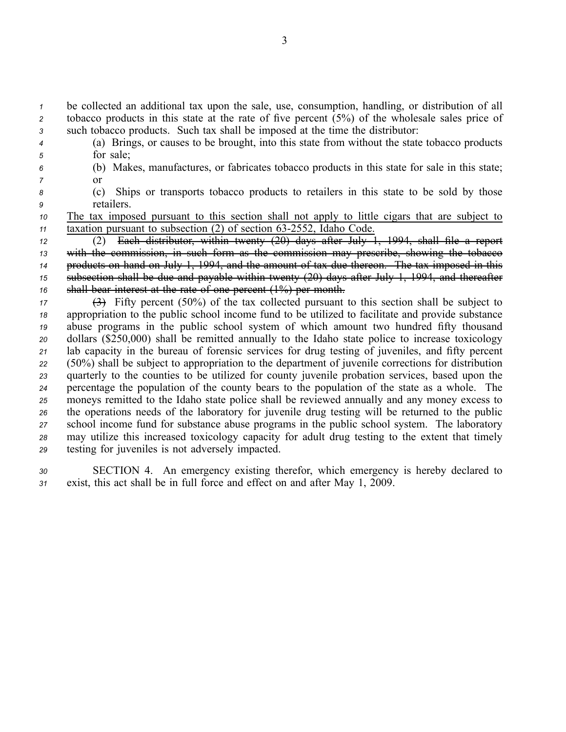be collected an additional tax upon the sale, use, consumption, handling, or distribution of all tobacco products in this state at the rate of five percent (5%) of the wholesale sales price of such tobacco products. Such tax shall be imposed at the time the distributor:

(a) Brings, or causes to be brought, into this state from without the state tobacco products for sale;

(b) Makes, manufactures, or fabricates tobacco products in this state for sale in this state; or

(c) Ships or transports tobacco products to retailers in this state to be sold by those retailers.

<u>The tax imposed pursuant to this section shall not apply to little cigars that are subject to taxation pursuant to subsection (2) of section 63-2552, Idaho Code.</u>

(2) ~~Each distributor, within twenty (20) days after July 1, 1994, shall file a report with the commission, in such form as the commission may prescribe, showing the tobacco products on hand on July 1, 1994, and the amount of tax due thereon. The tax imposed in this subsection shall be due and payable within twenty (20) days after July 1, 1994, and thereafter shall bear interest at the rate of one percent (1%) per month.~~

~~(3)~~ Fifty percent (50%) of the tax collected pursuant to this section shall be subject to appropriation to the public school income fund to be utilized to facilitate and provide substance abuse programs in the public school system of which amount two hundred fifty thousand dollars ($250,000) shall be remitted annually to the Idaho state police to increase toxicology lab capacity in the bureau of forensic services for drug testing of juveniles, and fifty percent (50%) shall be subject to appropriation to the department of juvenile corrections for distribution quarterly to the counties to be utilized for county juvenile probation services, based upon the percentage the population of the county bears to the population of the state as a whole. The moneys remitted to the Idaho state police shall be reviewed annually and any money excess to the operations needs of the laboratory for juvenile drug testing will be returned to the public school income fund for substance abuse programs in the public school system. The laboratory may utilize this increased toxicology capacity for adult drug testing to the extent that timely testing for juveniles is not adversely impacted.

SECTION 4. An emergency existing therefor, which emergency is hereby declared to exist, this act shall be in full force and effect on and after May 1, 2009.